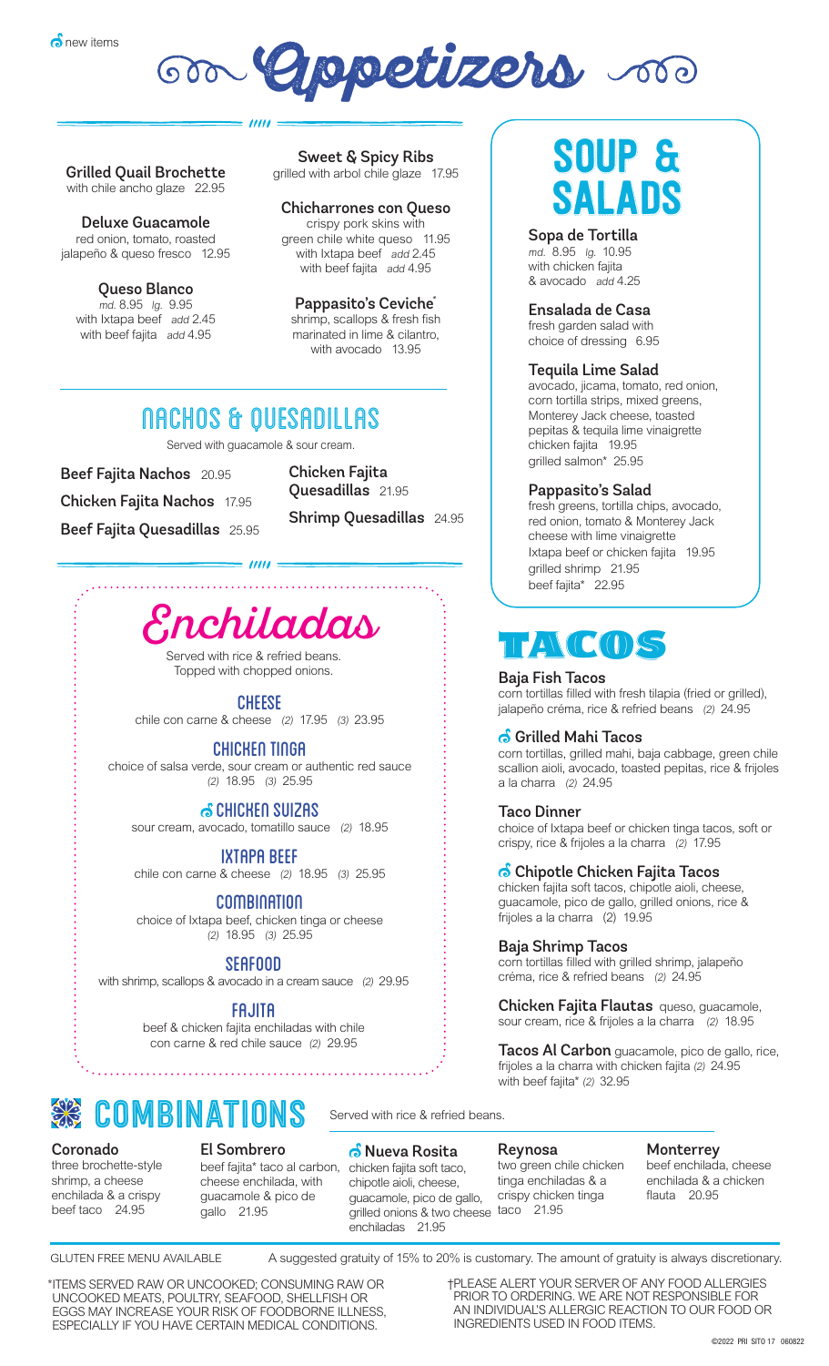new items

# Appetizers

**Grilled Quail Brochette**
with chile ancho glaze 22.95

**Deluxe Guacamole**
red onion, tomato, roasted jalapeño & queso fresco 12.95

**Queso Blanco**
*md.* 8.95 *lg.* 9.95
with Ixtapa beef *add* 2.45
with beef fajita *add* 4.95

**Sweet & Spicy Ribs**
grilled with arbol chile glaze 17.95

**Chicharrones con Queso**
crispy pork skins with green chile white queso 11.95
with Ixtapa beef *add* 2.45
with beef fajita *add* 4.95

**Pappasito's Ceviche***
shrimp, scallops & fresh fish marinated in lime & cilantro, with avocado 13.95

## Nachos & Quesadillas

Served with guacamole & sour cream.

**Beef Fajita Nachos** 20.95

**Chicken Fajita Nachos** 17.95

**Beef Fajita Quesadillas** 25.95

**Chicken Fajita Quesadillas** 21.95

**Shrimp Quesadillas** 24.95

## Enchiladas

Served with rice & refried beans.
Topped with chopped onions.

**CHEESE**
chile con carne & cheese *(2)* 17.95 *(3)* 23.95

**CHICKEN TINGA**
choice of salsa verde, sour cream or authentic red sauce *(2)* 18.95 *(3)* 25.95

**CHICKEN SUIZAS** (new item)
sour cream, avocado, tomatillo sauce *(2)* 18.95

**IXTAPA BEEF**
chile con carne & cheese *(2)* 18.95 *(3)* 25.95

**COMBINATION**
choice of Ixtapa beef, chicken tinga or cheese *(2)* 18.95 *(3)* 25.95

**SEAFOOD**
with shrimp, scallops & avocado in a cream sauce *(2)* 29.95

**FAJITA**
beef & chicken fajita enchiladas with chile con carne & red chile sauce *(2)* 29.95

## Soup & Salads

**Sopa de Tortilla**
*md.* 8.95 *lg.* 10.95
with chicken fajita & avocado *add* 4.25

**Ensalada de Casa**
fresh garden salad with choice of dressing 6.95

**Tequila Lime Salad**
avocado, jicama, tomato, red onion, corn tortilla strips, mixed greens, Monterey Jack cheese, toasted pepitas & tequila lime vinaigrette
chicken fajita 19.95
grilled salmon* 25.95

**Pappasito's Salad**
fresh greens, tortilla chips, avocado, red onion, tomato & Monterey Jack cheese with lime vinaigrette
Ixtapa beef or chicken fajita 19.95
grilled shrimp 21.95
beef fajita* 22.95

## Tacos

**Baja Fish Tacos**
corn tortillas filled with fresh tilapia (fried or grilled), jalapeño créma, rice & refried beans *(2)* 24.95

**Grilled Mahi Tacos** (new item)
corn tortillas, grilled mahi, baja cabbage, green chile scallion aioli, avocado, toasted pepitas, rice & frijoles a la charra *(2)* 24.95

**Taco Dinner**
choice of Ixtapa beef or chicken tinga tacos, soft or crispy, rice & frijoles a la charra *(2)* 17.95

**Chipotle Chicken Fajita Tacos** (new item)
chicken fajita soft tacos, chipotle aioli, cheese, guacamole, pico de gallo, grilled onions, rice & frijoles a la charra (2) 19.95

**Baja Shrimp Tacos**
corn tortillas filled with grilled shrimp, jalapeño créma, rice & refried beans *(2)* 24.95

**Chicken Fajita Flautas** queso, guacamole, sour cream, rice & frijoles a la charra *(2)* 18.95

**Tacos Al Carbon** guacamole, pico de gallo, rice, frijoles a la charra with chicken fajita *(2)* 24.95
with beef fajita* *(2)* 32.95

## Combinations

Served with rice & refried beans.

**Coronado**
three brochette-style shrimp, a cheese enchilada & a crispy beef taco 24.95

**El Sombrero**
beef fajita* taco al carbon, cheese enchilada, with guacamole & pico de gallo 21.95

**Nueva Rosita** (new item)
chicken fajita soft taco, chipotle aioli, cheese, guacamole, pico de gallo, grilled onions & two cheese enchiladas 21.95

**Reynosa**
two green chile chicken tinga enchiladas & a crispy chicken tinga taco 21.95

**Monterrey**
beef enchilada, cheese enchilada & a chicken flauta 20.95

GLUTEN FREE MENU AVAILABLE

A suggested gratuity of 15% to 20% is customary. The amount of gratuity is always discretionary.

*ITEMS SERVED RAW OR UNCOOKED; CONSUMING RAW OR UNCOOKED MEATS, POULTRY, SEAFOOD, SHELLFISH OR EGGS MAY INCREASE YOUR RISK OF FOODBORNE ILLNESS, ESPECIALLY IF YOU HAVE CERTAIN MEDICAL CONDITIONS.

†PLEASE ALERT YOUR SERVER OF ANY FOOD ALLERGIES PRIOR TO ORDERING. WE ARE NOT RESPONSIBLE FOR AN INDIVIDUAL'S ALLERGIC REACTION TO OUR FOOD OR INGREDIENTS USED IN FOOD ITEMS.

©2022 PRI SITO 17 060822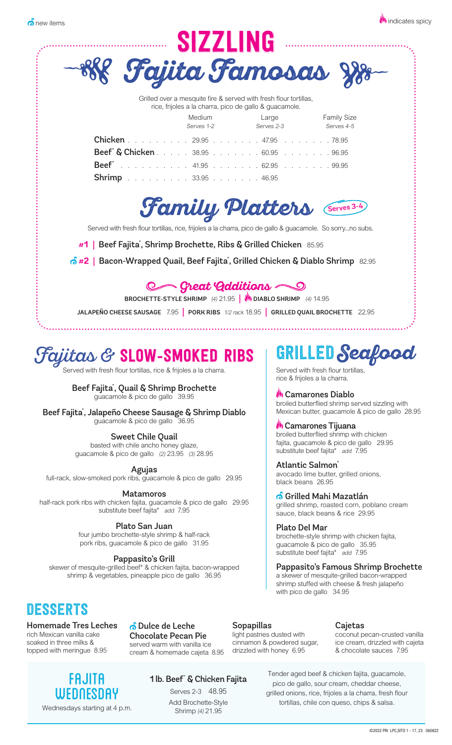new items

indicates spicy

# SIZZLING Fajita Famosas

Grilled over a mesquite fire & served with fresh flour tortillas, rice, frijoles a la charra, pico de gallo & guacamole.

| | Medium *Serves 1-2* | Large *Serves 2-3* | Family Size *Serves 4-5* |
|---|---|---|---|
| **Chicken** | 29.95 | 47.95 | 78.95 |
| **Beef\* & Chicken** | 38.95 | 60.95 | 96.95 |
| **Beef\*** | 41.95 | 62.95 | 99.95 |
| **Shrimp** | 33.95 | 46.95 | |

## Family Platters (Serves 3-4)

Served with fresh flour tortillas, rice, frijoles a la charra, pico de gallo & guacamole. So sorry...no subs.

**#1 | Beef Fajita\*, Shrimp Brochette, Ribs & Grilled Chicken** 85.95

(new) **#2 | Bacon-Wrapped Quail, Beef Fajita\*, Grilled Chicken & Diablo Shrimp** 82.95

### Great Additions

**BROCHETTE-STYLE SHRIMP** *(4)* 21.95 | (spicy) **DIABLO SHRIMP** *(4)* 14.95

**JALAPEÑO CHEESE SAUSAGE** 7.95 | **PORK RIBS** *1/2 rack* 18.95 | **GRILLED QUAIL BROCHETTE** 22.95

## Fajitas & SLOW-SMOKED RIBS

Served with fresh flour tortillas, rice & frijoles a la charra.

**Beef Fajita\*, Quail & Shrimp Brochette**
guacamole & pico de gallo 39.95

**Beef Fajita\*, Jalapeño Cheese Sausage & Shrimp Diablo**
guacamole & pico de gallo 36.95

**Sweet Chile Quail**
basted with chile ancho honey glaze, guacamole & pico de gallo *(2)* 23.95 *(3)* 28.95

**Agujas**
full-rack, slow-smoked pork ribs, guacamole & pico de gallo 29.95

**Matamoros**
half-rack pork ribs with chicken fajita, guacamole & pico de gallo 29.95
substitute beef fajita\* *add* 7.95

**Plato San Juan**
four jumbo brochette-style shrimp & half-rack pork ribs, guacamole & pico de gallo 31.95

**Pappasito's Grill**
skewer of mesquite-grilled beef\* & chicken fajita, bacon-wrapped shrimp & vegetables, pineapple pico de gallo 36.95

## GRILLED Seafood

Served with fresh flour tortillas, rice & frijoles a la charra.

(spicy) **Camarones Diablo**
broiled butterflied shrimp served sizzling with Mexican butter, guacamole & pico de gallo 28.95

(spicy) **Camarones Tijuana**
broiled butterflied shrimp with chicken fajita, guacamole & pico de gallo 29.95
substitute beef fajita\* *add* 7.95

**Atlantic Salmon\***
avocado lime butter, grilled onions, black beans 26.95

(new) **Grilled Mahi Mazatlán**
grilled shrimp, roasted corn, poblano cream sauce, black beans & rice 29.95

**Plato Del Mar**
brochette-style shrimp with chicken fajita, guacamole & pico de gallo 35.95
substitute beef fajita\* *add* 7.95

**Pappasito's Famous Shrimp Brochette**
a skewer of mesquite-grilled bacon-wrapped shrimp stuffed with cheese & fresh jalapeño with pico de gallo 34.95

## DESSERTS

**Homemade Tres Leches**
rich Mexican vanilla cake soaked in three milks & topped with meringue 8.95

(new) **Dulce de Leche Chocolate Pecan Pie**
served warm with vanilla ice cream & homemade cajeta 8.95

**Sopapillas**
light pastries dusted with cinnamon & powdered sugar, drizzled with honey 6.95

**Cajetas**
coconut pecan-crusted vanilla ice cream, drizzled with cajeta & chocolate sauces 7.95

## FAJITA WEDNESDAY

Wednesdays starting at 4 p.m.

**1 lb. Beef\* & Chicken Fajita**
Serves 2-3 48.95
Add Brochette-Style Shrimp *(4)* 21.95

Tender aged beef & chicken fajita, guacamole, pico de gallo, sour cream, cheddar cheese, grilled onions, rice, frijoles a la charra, fresh flour tortillas, chile con queso, chips & salsa.

©2022 PRI LPC,SITO 1 - 17, 23 060822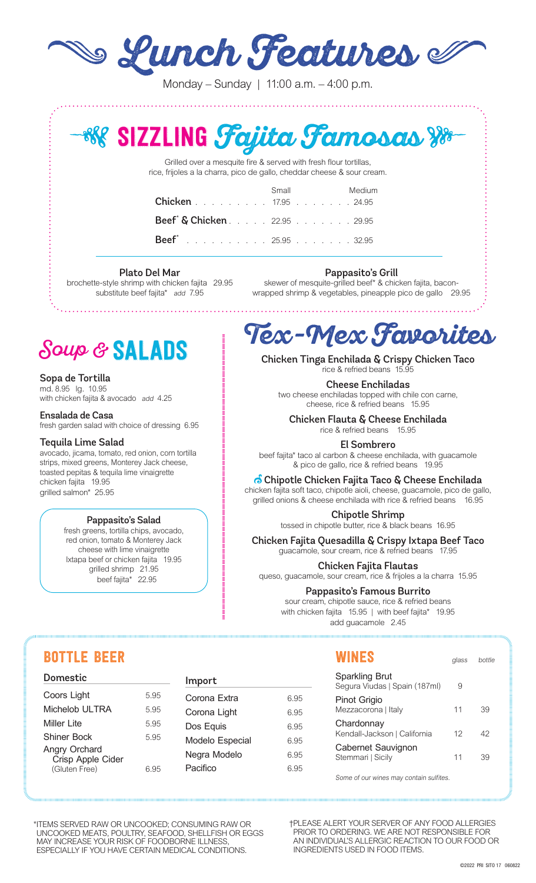# Lunch Features

Monday – Sunday | 11:00 a.m. – 4:00 p.m.

## SIZZLING Fajita Famosas

Grilled over a mesquite fire & served with fresh flour tortillas, rice, frijoles a la charra, pico de gallo, cheddar cheese & sour cream.

| | Small | Medium |
|---|---|---|
| **Chicken** | 17.95 | 24.95 |
| **Beef* & Chicken** | 22.95 | 29.95 |
| **Beef*** | 25.95 | 32.95 |

**Plato Del Mar**
brochette-style shrimp with chicken fajita 29.95
substitute beef fajita* *add* 7.95

**Pappasito's Grill**
skewer of mesquite-grilled beef* & chicken fajita, bacon-wrapped shrimp & vegetables, pineapple pico de gallo 29.95

## Soup & SALADS

**Sopa de Tortilla**
md. 8.95 lg. 10.95
with chicken fajita & avocado *add* 4.25

**Ensalada de Casa**
fresh garden salad with choice of dressing 6.95

**Tequila Lime Salad**
avocado, jicama, tomato, red onion, corn tortilla strips, mixed greens, Monterey Jack cheese, toasted pepitas & tequila lime vinaigrette
chicken fajita 19.95
grilled salmon* 25.95

**Pappasito's Salad**
fresh greens, tortilla chips, avocado, red onion, tomato & Monterey Jack cheese with lime vinaigrette
Ixtapa beef or chicken fajita 19.95
grilled shrimp 21.95
beef fajita* 22.95

## Tex-Mex Favorites

**Chicken Tinga Enchilada & Crispy Chicken Taco**
rice & refried beans 15.95

**Cheese Enchiladas**
two cheese enchiladas topped with chile con carne, cheese, rice & refried beans 15.95

**Chicken Flauta & Cheese Enchilada**
rice & refried beans 15.95

**El Sombrero**
beef fajita* taco al carbon & cheese enchilada, with guacamole & pico de gallo, rice & refried beans 19.95

**Chipotle Chicken Fajita Taco & Cheese Enchilada**
chicken fajita soft taco, chipotle aioli, cheese, guacamole, pico de gallo, grilled onions & cheese enchilada with rice & refried beans 16.95

**Chipotle Shrimp**
tossed in chipotle butter, rice & black beans 16.95

**Chicken Fajita Quesadilla & Crispy Ixtapa Beef Taco**
guacamole, sour cream, rice & refried beans 17.95

**Chicken Fajita Flautas**
queso, guacamole, sour cream, rice & frijoles a la charra 15.95

**Pappasito's Famous Burrito**
sour cream, chipotle sauce, rice & refried beans
with chicken fajita 15.95 | with beef fajita* 19.95
add guacamole 2.45

## BOTTLE BEER

| Domestic | |
|---|---|
| Coors Light | 5.95 |
| Michelob ULTRA | 5.95 |
| Miller Lite | 5.95 |
| Shiner Bock | 5.95 |
| Angry Orchard Crisp Apple Cider (Gluten Free) | 6.95 |

| Import | |
|---|---|
| Corona Extra | 6.95 |
| Corona Light | 6.95 |
| Dos Equis | 6.95 |
| Modelo Especial | 6.95 |
| Negra Modelo | 6.95 |
| Pacifico | 6.95 |

## WINES

| | glass | bottle |
|---|---|---|
| Sparkling Brut<br>Segura Viudas \| Spain (187ml) | 9 | |
| Pinot Grigio<br>Mezzacorona \| Italy | 11 | 39 |
| Chardonnay<br>Kendall-Jackson \| California | 12 | 42 |
| Cabernet Sauvignon<br>Stemmari \| Sicily | 11 | 39 |

*Some of our wines may contain sulfites.*

*ITEMS SERVED RAW OR UNCOOKED; CONSUMING RAW OR UNCOOKED MEATS, POULTRY, SEAFOOD, SHELLFISH OR EGGS MAY INCREASE YOUR RISK OF FOODBORNE ILLNESS, ESPECIALLY IF YOU HAVE CERTAIN MEDICAL CONDITIONS.

†PLEASE ALERT YOUR SERVER OF ANY FOOD ALLERGIES PRIOR TO ORDERING. WE ARE NOT RESPONSIBLE FOR AN INDIVIDUAL'S ALLERGIC REACTION TO OUR FOOD OR INGREDIENTS USED IN FOOD ITEMS.

©2022 PRI SITO 17 060822